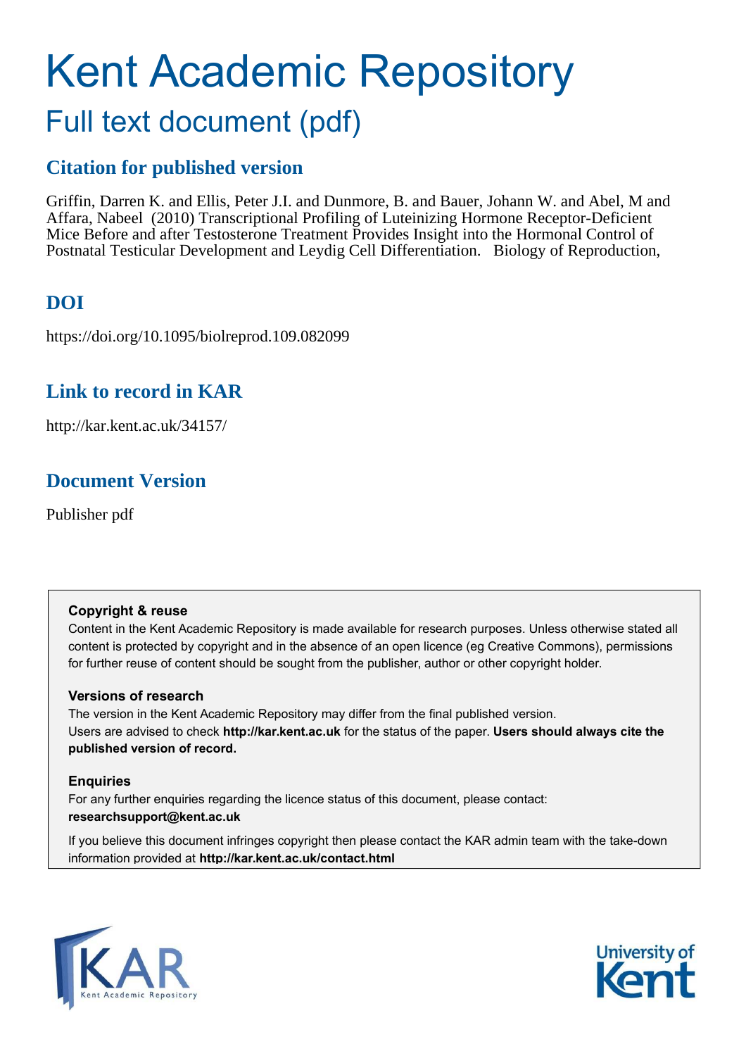# Kent Academic Repository

## Full text document (pdf)

### Citation for published version

Griffin, Darren K. and Ellis, Peter J.I. and Dunmore, B. and Bauer, Johann W. and Abel, M and Affara, Nabeel (2010) Transcriptional Profiling of Luteinizing Hormone Receptor-Deficient Mice Before and after Testosterone Treatment Provides Insight into the Hormonal Control of Postnatal Testicular Development and Leydig Cell Differentiation. Biology of Reproduction,

### DOI

https://doi.org/10.1095/biolreprod.109.082099

### Link to record in KAR

http://kar.kent.ac.uk/34157/

### Document Version

Publisher pdf

**Copyright & reuse**

Content in the Kent Academic Repository is made available for research purposes. Unless otherwise stated all content is protected by copyright and in the absence of an open licence (eg Creative Commons), permissions for further reuse of content should be sought from the publisher, author or other copyright holder.

**Versions of research**

The version in the Kent Academic Repository may differ from the final published version. Users are advised to check **http://kar.kent.ac.uk** for the status of the paper. **Users should always cite the published version of record.**

**Enquiries**

For any further enquiries regarding the licence status of this document, please contact: **researchsupport@kent.ac.uk**

If you believe this document infringes copyright then please contact the KAR admin team with the take-down information provided at **http://kar.kent.ac.uk/contact.html**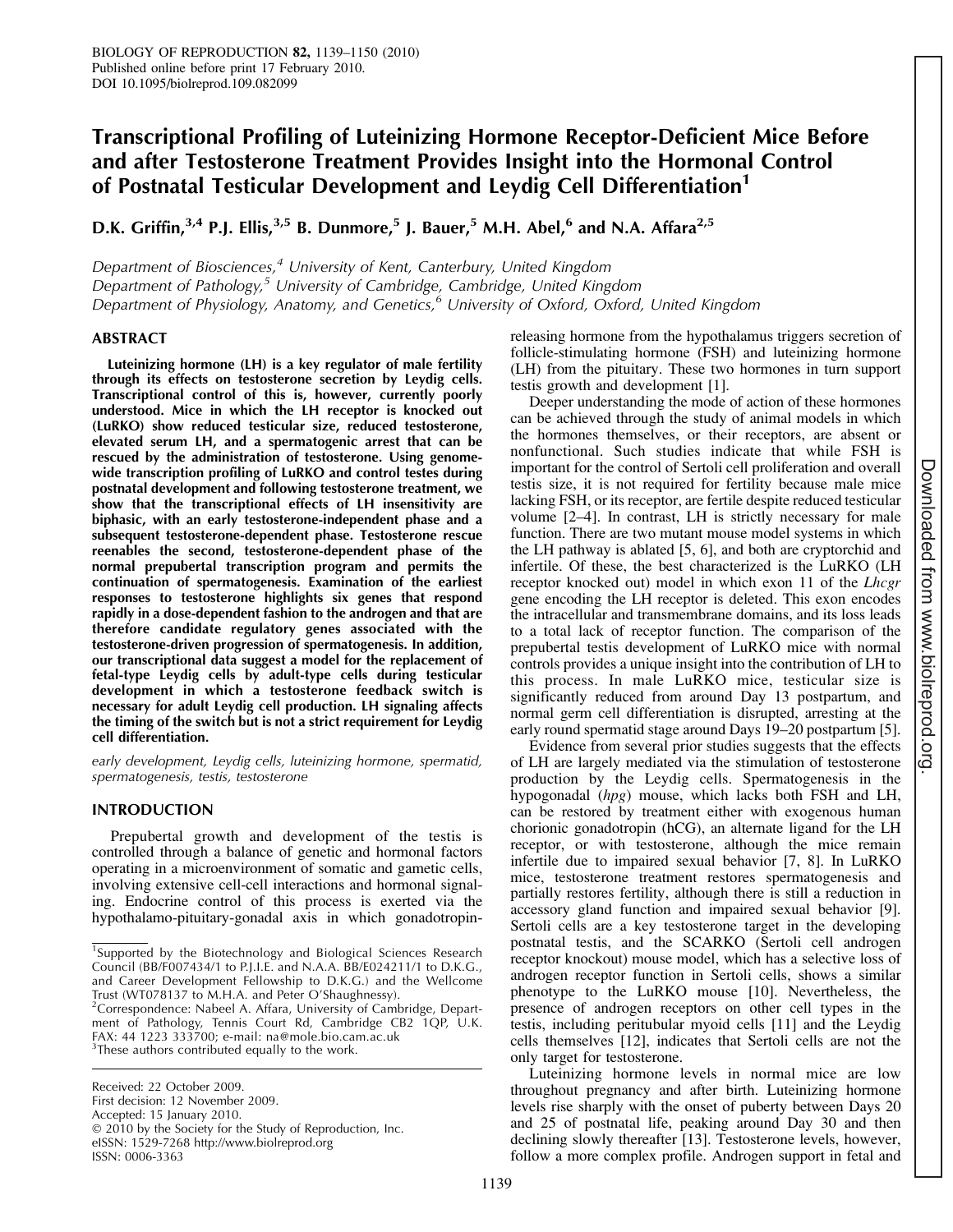# Transcriptional Profiling of Luteinizing Hormone Receptor-Deficient Mice Before and after Testosterone Treatment Provides Insight into the Hormonal Control of Postnatal Testicular Development and Leydig Cell Differentiation[1]

D.K. Griffin,[3,4] P.J. Ellis,[3,5] B. Dunmore,[5] J. Bauer,[5] M.H. Abel,[6] and N.A. Affara[2,5]

*Department of Biosciences,[4] University of Kent, Canterbury, United Kingdom*
*Department of Pathology,[5] University of Cambridge, Cambridge, United Kingdom*
*Department of Physiology, Anatomy, and Genetics,[6] University of Oxford, Oxford, United Kingdom*

## ABSTRACT

**Luteinizing hormone (LH) is a key regulator of male fertility through its effects on testosterone secretion by Leydig cells. Transcriptional control of this is, however, currently poorly understood. Mice in which the LH receptor is knocked out (LuRKO) show reduced testicular size, reduced testosterone, elevated serum LH, and a spermatogenic arrest that can be rescued by the administration of testosterone. Using genome-wide transcription profiling of LuRKO and control testes during postnatal development and following testosterone treatment, we show that the transcriptional effects of LH insensitivity are biphasic, with an early testosterone-independent phase and a subsequent testosterone-dependent phase. Testosterone rescue reenables the second, testosterone-dependent phase of the normal prepubertal transcription program and permits the continuation of spermatogenesis. Examination of the earliest responses to testosterone highlights six genes that respond rapidly in a dose-dependent fashion to the androgen and that are therefore candidate regulatory genes associated with the testosterone-driven progression of spermatogenesis. In addition, our transcriptional data suggest a model for the replacement of fetal-type Leydig cells by adult-type cells during testicular development in which a testosterone feedback switch is necessary for adult Leydig cell production. LH signaling affects the timing of the switch but is not a strict requirement for Leydig cell differentiation.**

*early development, Leydig cells, luteinizing hormone, spermatid, spermatogenesis, testis, testosterone*

## INTRODUCTION

Prepubertal growth and development of the testis is controlled through a balance of genetic and hormonal factors operating in a microenvironment of somatic and gametic cells, involving extensive cell-cell interactions and hormonal signaling. Endocrine control of this process is exerted via the hypothalamo-pituitary-gonadal axis in which gonadotropin-releasing hormone from the hypothalamus triggers secretion of follicle-stimulating hormone (FSH) and luteinizing hormone (LH) from the pituitary. These two hormones in turn support testis growth and development [1].

Deeper understanding the mode of action of these hormones can be achieved through the study of animal models in which the hormones themselves, or their receptors, are absent or nonfunctional. Such studies indicate that while FSH is important for the control of Sertoli cell proliferation and overall testis size, it is not required for fertility because male mice lacking FSH, or its receptor, are fertile despite reduced testicular volume [2–4]. In contrast, LH is strictly necessary for male function. There are two mutant mouse model systems in which the LH pathway is ablated [5, 6], and both are cryptorchid and infertile. Of these, the best characterized is the LuRKO (LH receptor knocked out) model in which exon 11 of the *Lhcgr* gene encoding the LH receptor is deleted. This exon encodes the intracellular and transmembrane domains, and its loss leads to a total lack of receptor function. The comparison of the prepubertal testis development of LuRKO mice with normal controls provides a unique insight into the contribution of LH to this process. In male LuRKO mice, testicular size is significantly reduced from around Day 13 postpartum, and normal germ cell differentiation is disrupted, arresting at the early round spermatid stage around Days 19–20 postpartum [5].

Evidence from several prior studies suggests that the effects of LH are largely mediated via the stimulation of testosterone production by the Leydig cells. Spermatogenesis in the hypogonadal (*hpg*) mouse, which lacks both FSH and LH, can be restored by treatment either with exogenous human chorionic gonadotropin (hCG), an alternate ligand for the LH receptor, or with testosterone, although the mice remain infertile due to impaired sexual behavior [7, 8]. In LuRKO mice, testosterone treatment restores spermatogenesis and partially restores fertility, although there is still a reduction in accessory gland function and impaired sexual behavior [9]. Sertoli cells are a key testosterone target in the developing postnatal testis, and the SCARKO (Sertoli cell androgen receptor knockout) mouse model, which has a selective loss of androgen receptor function in Sertoli cells, shows a similar phenotype to the LuRKO mouse [10]. Nevertheless, the presence of androgen receptors on other cell types in the testis, including peritubular myoid cells [11] and the Leydig cells themselves [12], indicates that Sertoli cells are not the only target for testosterone.

Luteinizing hormone levels in normal mice are low throughout pregnancy and after birth. Luteinizing hormone levels rise sharply with the onset of puberty between Days 20 and 25 of postnatal life, peaking around Day 30 and then declining slowly thereafter [13]. Testosterone levels, however, follow a more complex profile. Androgen support in fetal and

[1]Supported by the Biotechnology and Biological Sciences Research Council (BB/F007434/1 to P.J.I.E. and N.A.A. BB/E024211/1 to D.K.G., and Career Development Fellowship to D.K.G.) and the Wellcome Trust (WT078137 to M.H.A. and Peter O'Shaughnessy).
[2]Correspondence: Nabeel A. Affara, University of Cambridge, Department of Pathology, Tennis Court Rd, Cambridge CB2 1QP, U.K. FAX: 44 1223 333700; e-mail: na@mole.bio.cam.ac.uk
[3]These authors contributed equally to the work.

Received: 22 October 2009.
First decision: 12 November 2009.
Accepted: 15 January 2010.
© 2010 by the Society for the Study of Reproduction, Inc.
eISSN: 1529-7268 http://www.biolreprod.org
ISSN: 0006-3363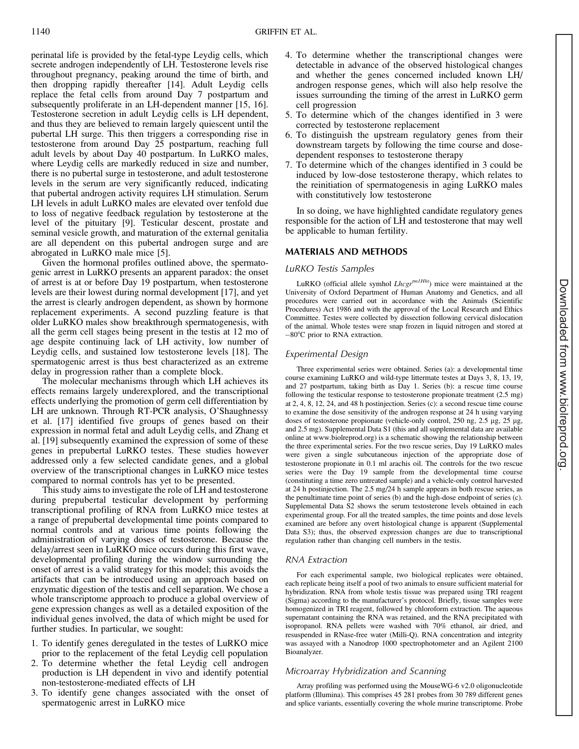perinatal life is provided by the fetal-type Leydig cells, which secrete androgen independently of LH. Testosterone levels rise throughout pregnancy, peaking around the time of birth, and then dropping rapidly thereafter [14]. Adult Leydig cells replace the fetal cells from around Day 7 postpartum and subsequently proliferate in an LH-dependent manner [15, 16]. Testosterone secretion in adult Leydig cells is LH dependent, and thus they are believed to remain largely quiescent until the pubertal LH surge. This then triggers a corresponding rise in testosterone from around Day 25 postpartum, reaching full adult levels by about Day 40 postpartum. In LuRKO males, where Leydig cells are markedly reduced in size and number, there is no pubertal surge in testosterone, and adult testosterone levels in the serum are very significantly reduced, indicating that pubertal androgen activity requires LH stimulation. Serum LH levels in adult LuRKO males are elevated over tenfold due to loss of negative feedback regulation by testosterone at the level of the pituitary [9]. Testicular descent, prostate and seminal vesicle growth, and maturation of the external genitalia are all dependent on this pubertal androgen surge and are abrogated in LuRKO male mice [5].

Given the hormonal profiles outlined above, the spermatogenic arrest in LuRKO presents an apparent paradox: the onset of arrest is at or before Day 19 postpartum, when testosterone levels are their lowest during normal development [17], and yet the arrest is clearly androgen dependent, as shown by hormone replacement experiments. A second puzzling feature is that older LuRKO males show breakthrough spermatogenesis, with all the germ cell stages being present in the testis at 12 mo of age despite continuing lack of LH activity, low number of Leydig cells, and sustained low testosterone levels [18]. The spermatogenic arrest is thus best characterized as an extreme delay in progression rather than a complete block.

The molecular mechanisms through which LH achieves its effects remains largely underexplored, and the transcriptional effects underlying the promotion of germ cell differentiation by LH are unknown. Through RT-PCR analysis, O'Shaughnessy et al. [17] identified five groups of genes based on their expression in normal fetal and adult Leydig cells, and Zhang et al. [19] subsequently examined the expression of some of these genes in prepubertal LuRKO testes. These studies however addressed only a few selected candidate genes, and a global overview of the transcriptional changes in LuRKO mice testes compared to normal controls has yet to be presented.

This study aims to investigate the role of LH and testosterone during prepubertal testicular development by performing transcriptional profiling of RNA from LuRKO mice testes at a range of prepubertal developmental time points compared to normal controls and at various time points following the administration of varying doses of testosterone. Because the delay/arrest seen in LuRKO mice occurs during this first wave, developmental profiling during the window surrounding the onset of arrest is a valid strategy for this model; this avoids the artifacts that can be introduced using an approach based on enzymatic digestion of the testis and cell separation. We chose a whole transcriptome approach to produce a global overview of gene expression changes as well as a detailed exposition of the individual genes involved, the data of which might be used for further studies. In particular, we sought:

1. To identify genes deregulated in the testes of LuRKO mice prior to the replacement of the fetal Leydig cell population
2. To determine whether the fetal Leydig cell androgen production is LH dependent in vivo and identify potential non-testosterone-mediated effects of LH
3. To identify gene changes associated with the onset of spermatogenic arrest in LuRKO mice
4. To determine whether the transcriptional changes were detectable in advance of the observed histological changes and whether the genes concerned included known LH/androgen response genes, which will also help resolve the issues surrounding the timing of the arrest in LuRKO germ cell progression
5. To determine which of the changes identified in 3 were corrected by testosterone replacement
6. To distinguish the upstream regulatory genes from their downstream targets by following the time course and dose-dependent responses to testosterone therapy
7. To determine which of the changes identified in 3 could be induced by low-dose testosterone therapy, which relates to the reinitiation of spermatogenesis in aging LuRKO males with constitutively low testosterone

In so doing, we have highlighted candidate regulatory genes responsible for the action of LH and testosterone that may well be applicable to human fertility.

## MATERIALS AND METHODS

### LuRKO Testis Samples

LuRKO (official allele symbol *Lhcgr*$^{tm1Hht}$) mice were maintained at the University of Oxford Department of Human Anatomy and Genetics, and all procedures were carried out in accordance with the Animals (Scientific Procedures) Act 1986 and with the approval of the Local Research and Ethics Committee. Testes were collected by dissection following cervical dislocation of the animal. Whole testes were snap frozen in liquid nitrogen and stored at −80°C prior to RNA extraction.

### Experimental Design

Three experimental series were obtained. Series (a): a developmental time course examining LuRKO and wild-type littermate testes at Days 3, 8, 13, 19, and 27 postpartum, taking birth as Day 1. Series (b): a rescue time course following the testicular response to testosterone propionate treatment (2.5 mg) at 2, 4, 8, 12, 24, and 48 h postinjection. Series (c): a second rescue time course to examine the dose sensitivity of the androgen response at 24 h using varying doses of testosterone propionate (vehicle-only control, 250 ng, 2.5 μg, 25 μg, and 2.5 mg). Supplemental Data S1 (this and all supplemental data are available online at www.biolreprod.org) is a schematic showing the relationship between the three experimental series. For the two rescue series, Day 19 LuRKO males were given a single subcutaneous injection of the appropriate dose of testosterone propionate in 0.1 ml arachis oil. The controls for the two rescue series were the Day 19 sample from the developmental time course (constituting a time zero untreated sample) and a vehicle-only control harvested at 24 h postinjection. The 2.5 mg/24 h sample appears in both rescue series, as the penultimate time point of series (b) and the high-dose endpoint of series (c). Supplemental Data S2 shows the serum testosterone levels obtained in each experimental group. For all the treated samples, the time points and dose levels examined are before any overt histological change is apparent (Supplemental Data S3); thus, the observed expression changes are due to transcriptional regulation rather than changing cell numbers in the testis.

### RNA Extraction

For each experimental sample, two biological replicates were obtained, each replicate being itself a pool of two animals to ensure sufficient material for hybridization. RNA from whole testis tissue was prepared using TRI reagent (Sigma) according to the manufacturer's protocol. Briefly, tissue samples were homogenized in TRI reagent, followed by chloroform extraction. The aqueous supernatant containing the RNA was retained, and the RNA precipitated with isopropanol. RNA pellets were washed with 70% ethanol, air dried, and resuspended in RNase-free water (Milli-Q). RNA concentration and integrity was assayed with a Nanodrop 1000 spectrophotometer and an Agilent 2100 Bioanalyzer.

### Microarray Hybridization and Scanning

Array profiling was performed using the MouseWG-6 v2.0 oligonucleotide platform (Illumina). This comprises 45 281 probes from 30 789 different genes and splice variants, essentially covering the whole murine transcriptome. Probe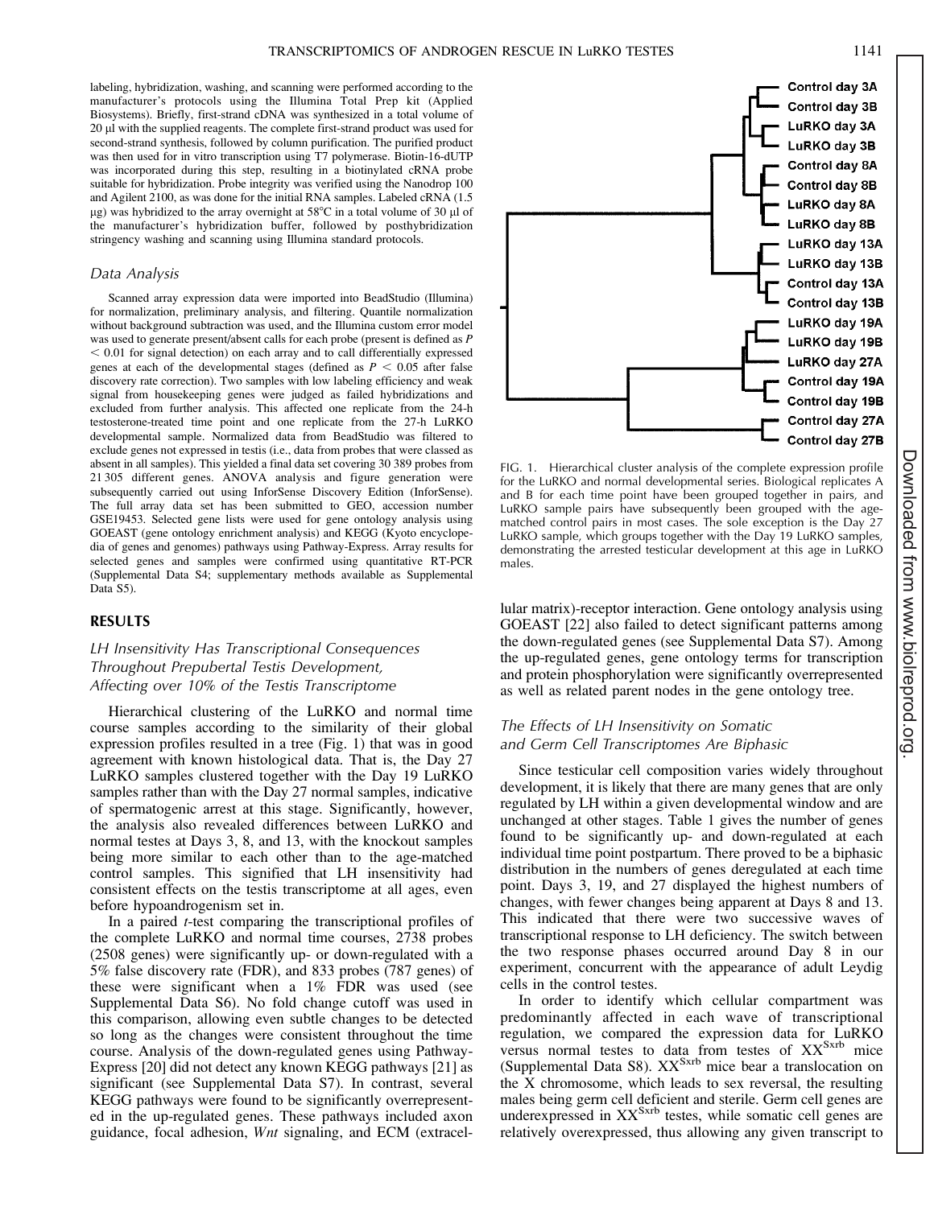labeling, hybridization, washing, and scanning were performed according to the manufacturer's protocols using the Illumina Total Prep kit (Applied Biosystems). Briefly, first-strand cDNA was synthesized in a total volume of 20 μl with the supplied reagents. The complete first-strand product was used for second-strand synthesis, followed by column purification. The purified product was then used for in vitro transcription using T7 polymerase. Biotin-16-dUTP was incorporated during this step, resulting in a biotinylated cRNA probe suitable for hybridization. Probe integrity was verified using the Nanodrop 100 and Agilent 2100, as was done for the initial RNA samples. Labeled cRNA (1.5 μg) was hybridized to the array overnight at 58°C in a total volume of 30 μl of the manufacturer's hybridization buffer, followed by posthybridization stringency washing and scanning using Illumina standard protocols.

### Data Analysis

Scanned array expression data were imported into BeadStudio (Illumina) for normalization, preliminary analysis, and filtering. Quantile normalization without background subtraction was used, and the Illumina custom error model was used to generate present/absent calls for each probe (present is defined as $P < 0.01$ for signal detection) on each array and to call differentially expressed genes at each of the developmental stages (defined as $P < 0.05$ after false discovery rate correction). Two samples with low labeling efficiency and weak signal from housekeeping genes were judged as failed hybridizations and excluded from further analysis. This affected one replicate from the 24-h testosterone-treated time point and one replicate from the 27-h LuRKO developmental sample. Normalized data from BeadStudio was filtered to exclude genes not expressed in testis (i.e., data from probes that were classed as absent in all samples). This yielded a final data set covering 30 389 probes from 21 305 different genes. ANOVA analysis and figure generation were subsequently carried out using InforSense Discovery Edition (InforSense). The full array data set has been submitted to GEO, accession number GSE19453. Selected gene lists were used for gene ontology analysis using GOEAST (gene ontology enrichment analysis) and KEGG (Kyoto encyclopedia of genes and genomes) pathways using Pathway-Express. Array results for selected genes and samples were confirmed using quantitative RT-PCR (Supplemental Data S4; supplementary methods available as Supplemental Data S5).

## RESULTS

### LH Insensitivity Has Transcriptional Consequences Throughout Prepubertal Testis Development, Affecting over 10% of the Testis Transcriptome

Hierarchical clustering of the LuRKO and normal time course samples according to the similarity of their global expression profiles resulted in a tree (Fig. 1) that was in good agreement with known histological data. That is, the Day 27 LuRKO samples clustered together with the Day 19 LuRKO samples rather than with the Day 27 normal samples, indicative of spermatogenic arrest at this stage. Significantly, however, the analysis also revealed differences between LuRKO and normal testes at Days 3, 8, and 13, with the knockout samples being more similar to each other than to the age-matched control samples. This signified that LH insensitivity had consistent effects on the testis transcriptome at all ages, even before hypoandrogenism set in.

In a paired *t*-test comparing the transcriptional profiles of the complete LuRKO and normal time courses, 2738 probes (2508 genes) were significantly up- or down-regulated with a 5% false discovery rate (FDR), and 833 probes (787 genes) of these were significant when a 1% FDR was used (see Supplemental Data S6). No fold change cutoff was used in this comparison, allowing even subtle changes to be detected so long as the changes were consistent throughout the time course. Analysis of the down-regulated genes using Pathway-Express [20] did not detect any known KEGG pathways [21] as significant (see Supplemental Data S7). In contrast, several KEGG pathways were found to be significantly overrepresented in the up-regulated genes. These pathways included axon guidance, focal adhesion, *Wnt* signaling, and ECM (extracellular matrix)-receptor interaction. Gene ontology analysis using GOEAST [22] also failed to detect significant patterns among the down-regulated genes (see Supplemental Data S7). Among the up-regulated genes, gene ontology terms for transcription and protein phosphorylation were significantly overrepresented as well as related parent nodes in the gene ontology tree.

FIG. 1. Hierarchical cluster analysis of the complete expression profile for the LuRKO and normal developmental series. Biological replicates A and B for each time point have been grouped together in pairs, and LuRKO sample pairs have subsequently been grouped with the age-matched control pairs in most cases. The sole exception is the Day 27 LuRKO sample, which groups together with the Day 19 LuRKO samples, demonstrating the arrested testicular development at this age in LuRKO males.

### The Effects of LH Insensitivity on Somatic and Germ Cell Transcriptomes Are Biphasic

Since testicular cell composition varies widely throughout development, it is likely that there are many genes that are only regulated by LH within a given developmental window and are unchanged at other stages. Table 1 gives the number of genes found to be significantly up- and down-regulated at each individual time point postpartum. There proved to be a biphasic distribution in the numbers of genes deregulated at each time point. Days 3, 19, and 27 displayed the highest numbers of changes, with fewer changes being apparent at Days 8 and 13. This indicated that there were two successive waves of transcriptional response to LH deficiency. The switch between the two response phases occurred around Day 8 in our experiment, concurrent with the appearance of adult Leydig cells in the control testes.

In order to identify which cellular compartment was predominantly affected in each wave of transcriptional regulation, we compared the expression data for LuRKO versus normal testes to data from testes of $XX^{Sxrb}$ mice (Supplemental Data S8). $XX^{Sxrb}$ mice bear a translocation on the X chromosome, which leads to sex reversal, the resulting males being germ cell deficient and sterile. Germ cell genes are underexpressed in $XX^{Sxrb}$ testes, while somatic cell genes are relatively overexpressed, thus allowing any given transcript to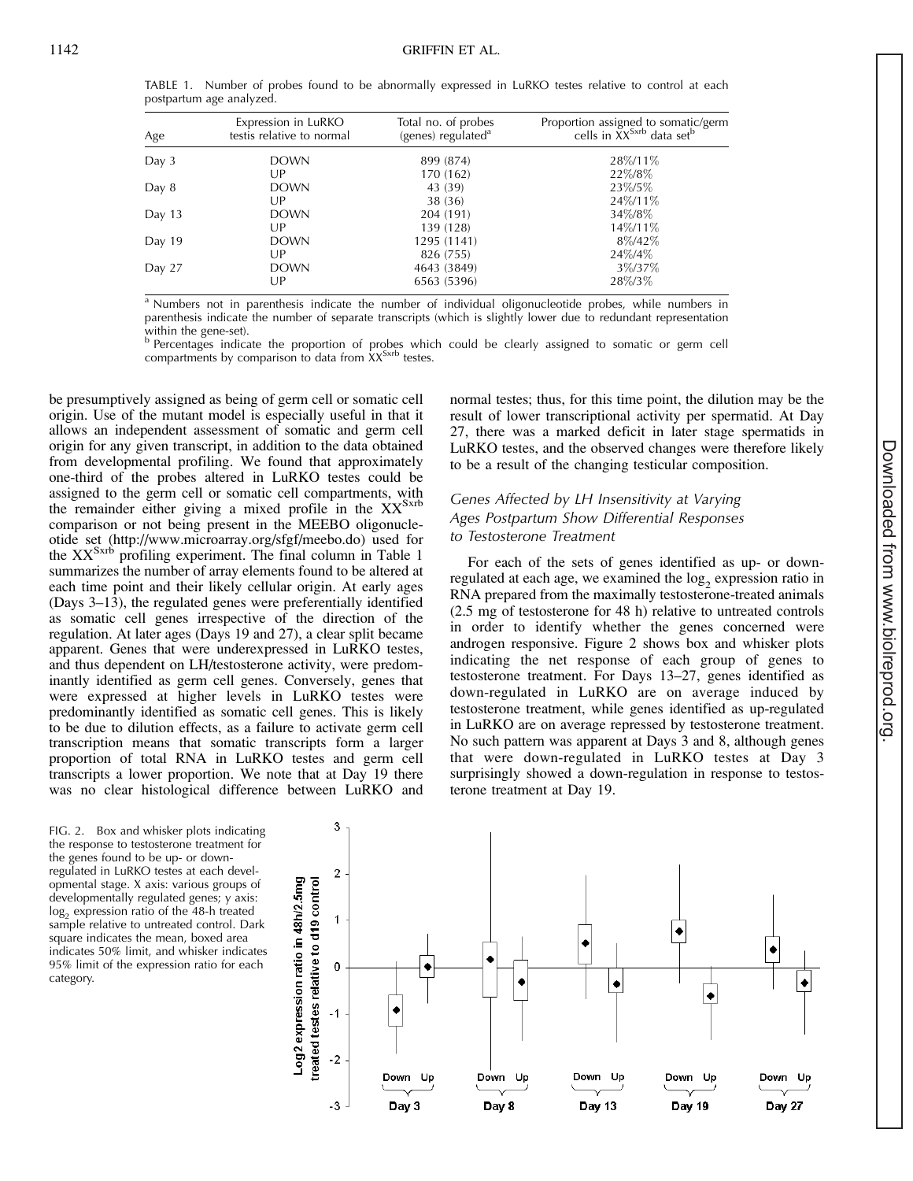TABLE 1. Number of probes found to be abnormally expressed in LuRKO testes relative to control at each postpartum age analyzed.

| Age | Expression in LuRKO testis relative to normal | Total no. of probes (genes) regulated[a] | Proportion assigned to somatic/germ cells in $XX^{Sxrb}$ data set[b] |
|---|---|---|---|
| Day 3 | DOWN | 899 (874) | 28%/11% |
| | UP | 170 (162) | 22%/8% |
| Day 8 | DOWN | 43 (39) | 23%/5% |
| | UP | 38 (36) | 24%/11% |
| Day 13 | DOWN | 204 (191) | 34%/8% |
| | UP | 139 (128) | 14%/11% |
| Day 19 | DOWN | 1295 (1141) | 8%/42% |
| | UP | 826 (755) | 24%/4% |
| Day 27 | DOWN | 4643 (3849) | 3%/37% |
| | UP | 6563 (5396) | 28%/3% |

[a] Numbers not in parenthesis indicate the number of individual oligonucleotide probes, while numbers in parenthesis indicate the number of separate transcripts (which is slightly lower due to redundant representation within the gene-set).

[b] Percentages indicate the proportion of probes which could be clearly assigned to somatic or germ cell compartments by comparison to data from $XX^{Sxrb}$ testes.

be presumptively assigned as being of germ cell or somatic cell origin. Use of the mutant model is especially useful in that it allows an independent assessment of somatic and germ cell origin for any given transcript, in addition to the data obtained from developmental profiling. We found that approximately one-third of the probes altered in LuRKO testes could be assigned to the germ cell or somatic cell compartments, with the remainder either giving a mixed profile in the $XX^{Sxrb}$ comparison or not being present in the MEEBO oligonucleotide set (http://www.microarray.org/sfgf/meebo.do) used for the $XX^{Sxrb}$ profiling experiment. The final column in Table 1 summarizes the number of array elements found to be altered at each time point and their likely cellular origin. At early ages (Days 3–13), the regulated genes were preferentially identified as somatic cell genes irrespective of the direction of the regulation. At later ages (Days 19 and 27), a clear split became apparent. Genes that were underexpressed in LuRKO testes, and thus dependent on LH/testosterone activity, were predominantly identified as germ cell genes. Conversely, genes that were expressed at higher levels in LuRKO testes were predominantly identified as somatic cell genes. This is likely to be due to dilution effects, as a failure to activate germ cell transcription means that somatic transcripts form a larger proportion of total RNA in LuRKO testes and germ cell transcripts a lower proportion. We note that at Day 19 there was no clear histological difference between LuRKO and normal testes; thus, for this time point, the dilution may be the result of lower transcriptional activity per spermatid. At Day 27, there was a marked deficit in later stage spermatids in LuRKO testes, and the observed changes were therefore likely to be a result of the changing testicular composition.

### Genes Affected by LH Insensitivity at Varying Ages Postpartum Show Differential Responses to Testosterone Treatment

For each of the sets of genes identified as up- or down-regulated at each age, we examined the $\log_2$ expression ratio in RNA prepared from the maximally testosterone-treated animals (2.5 mg of testosterone for 48 h) relative to untreated controls in order to identify whether the genes concerned were androgen responsive. Figure 2 shows box and whisker plots indicating the net response of each group of genes to testosterone treatment. For Days 13–27, genes identified as down-regulated in LuRKO are on average induced by testosterone treatment, while genes identified as up-regulated in LuRKO are on average repressed by testosterone treatment. No such pattern was apparent at Days 3 and 8, although genes that were down-regulated in LuRKO testes at Day 3 surprisingly showed a down-regulation in response to testosterone treatment at Day 19.

FIG. 2. Box and whisker plots indicating the response to testosterone treatment for the genes found to be up- or down-regulated in LuRKO testes at each developmental stage. X axis: various groups of developmentally regulated genes; y axis: $\log_2$ expression ratio of the 48-h treated sample relative to untreated control. Dark square indicates the mean, boxed area indicates 50% limit, and whisker indicates 95% limit of the expression ratio for each category.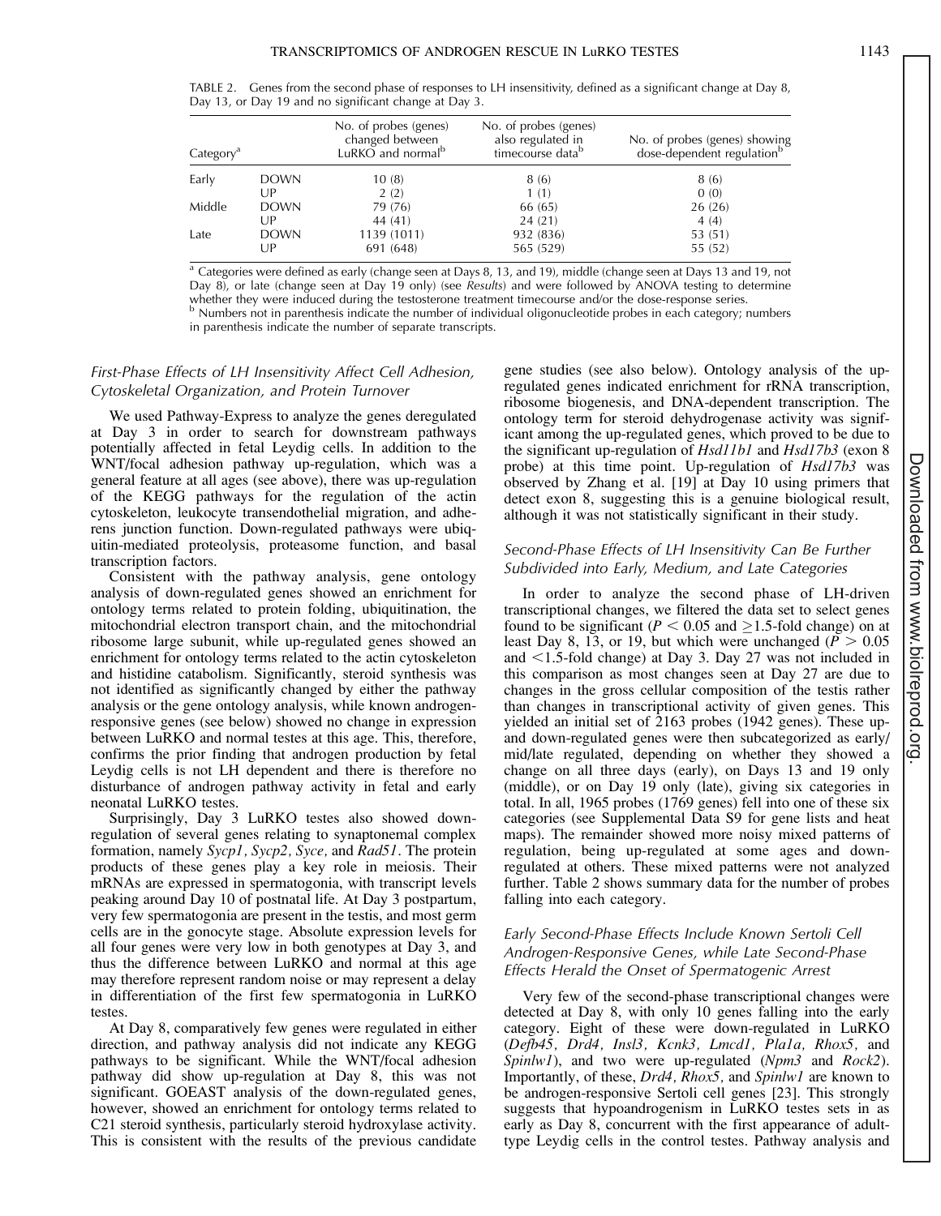TABLE 2. Genes from the second phase of responses to LH insensitivity, defined as a significant change at Day 8, Day 13, or Day 19 and no significant change at Day 3.

| Category[a] | | No. of probes (genes) changed between LuRKO and normal[b] | No. of probes (genes) also regulated in timecourse data[b] | No. of probes (genes) showing dose-dependent regulation[b] |
|---|---|---|---|---|
| Early | DOWN | 10 (8) | 8 (6) | 8 (6) |
| | UP | 2 (2) | 1 (1) | 0 (0) |
| Middle | DOWN | 79 (76) | 66 (65) | 26 (26) |
| | UP | 44 (41) | 24 (21) | 4 (4) |
| Late | DOWN | 1139 (1011) | 932 (836) | 53 (51) |
| | UP | 691 (648) | 565 (529) | 55 (52) |

[a] Categories were defined as early (change seen at Days 8, 13, and 19), middle (change seen at Days 13 and 19, not Day 8), or late (change seen at Day 19 only) (see *Results*) and were followed by ANOVA testing to determine whether they were induced during the testosterone treatment timecourse and/or the dose-response series.

[b] Numbers not in parenthesis indicate the number of individual oligonucleotide probes in each category; numbers in parenthesis indicate the number of separate transcripts.

### First-Phase Effects of LH Insensitivity Affect Cell Adhesion, Cytoskeletal Organization, and Protein Turnover

We used Pathway-Express to analyze the genes deregulated at Day 3 in order to search for downstream pathways potentially affected in fetal Leydig cells. In addition to the WNT/focal adhesion pathway up-regulation, which was a general feature at all ages (see above), there was up-regulation of the KEGG pathways for the regulation of the actin cytoskeleton, leukocyte transendothelial migration, and adherens junction function. Down-regulated pathways were ubiquitin-mediated proteolysis, proteasome function, and basal transcription factors.

Consistent with the pathway analysis, gene ontology analysis of down-regulated genes showed an enrichment for ontology terms related to protein folding, ubiquitination, the mitochondrial electron transport chain, and the mitochondrial ribosome large subunit, while up-regulated genes showed an enrichment for ontology terms related to the actin cytoskeleton and histidine catabolism. Significantly, steroid synthesis was not identified as significantly changed by either the pathway analysis or the gene ontology analysis, while known androgen-responsive genes (see below) showed no change in expression between LuRKO and normal testes at this age. This, therefore, confirms the prior finding that androgen production by fetal Leydig cells is not LH dependent and there is therefore no disturbance of androgen pathway activity in fetal and early neonatal LuRKO testes.

Surprisingly, Day 3 LuRKO testes also showed down-regulation of several genes relating to synaptonemal complex formation, namely *Sycp1*, *Sycp2*, *Syce*, and *Rad51*. The protein products of these genes play a key role in meiosis. Their mRNAs are expressed in spermatogonia, with transcript levels peaking around Day 10 of postnatal life. At Day 3 postpartum, very few spermatogonia are present in the testis, and most germ cells are in the gonocyte stage. Absolute expression levels for all four genes were very low in both genotypes at Day 3, and thus the difference between LuRKO and normal at this age may therefore represent random noise or may represent a delay in differentiation of the first few spermatogonia in LuRKO testes.

At Day 8, comparatively few genes were regulated in either direction, and pathway analysis did not indicate any KEGG pathways to be significant. While the WNT/focal adhesion pathway did show up-regulation at Day 8, this was not significant. GOEAST analysis of the down-regulated genes, however, showed an enrichment for ontology terms related to C21 steroid synthesis, particularly steroid hydroxylase activity. This is consistent with the results of the previous candidate gene studies (see also below). Ontology analysis of the up-regulated genes indicated enrichment for rRNA transcription, ribosome biogenesis, and DNA-dependent transcription. The ontology term for steroid dehydrogenase activity was significant among the up-regulated genes, which proved to be due to the significant up-regulation of *Hsd11b1* and *Hsd17b3* (exon 8 probe) at this time point. Up-regulation of *Hsd17b3* was observed by Zhang et al. [19] at Day 10 using primers that detect exon 8, suggesting this is a genuine biological result, although it was not statistically significant in their study.

### Second-Phase Effects of LH Insensitivity Can Be Further Subdivided into Early, Medium, and Late Categories

In order to analyze the second phase of LH-driven transcriptional changes, we filtered the data set to select genes found to be significant ($P < 0.05$ and $\geq$1.5-fold change) on at least Day 8, 13, or 19, but which were unchanged ($P > 0.05$ and <1.5-fold change) at Day 3. Day 27 was not included in this comparison as most changes seen at Day 27 are due to changes in the gross cellular composition of the testis rather than changes in transcriptional activity of given genes. This yielded an initial set of 2163 probes (1942 genes). These up- and down-regulated genes were then subcategorized as early/mid/late regulated, depending on whether they showed a change on all three days (early), on Days 13 and 19 only (middle), or on Day 19 only (late), giving six categories in total. In all, 1965 probes (1769 genes) fell into one of these six categories (see Supplemental Data S9 for gene lists and heat maps). The remainder showed more noisy mixed patterns of regulation, being up-regulated at some ages and down-regulated at others. These mixed patterns were not analyzed further. Table 2 shows summary data for the number of probes falling into each category.

### Early Second-Phase Effects Include Known Sertoli Cell Androgen-Responsive Genes, while Late Second-Phase Effects Herald the Onset of Spermatogenic Arrest

Very few of the second-phase transcriptional changes were detected at Day 8, with only 10 genes falling into the early category. Eight of these were down-regulated in LuRKO (*Defb45*, *Drd4*, *Insl3*, *Kcnk3*, *Lmcd1*, *Pla1a*, *Rhox5*, and *Spinlw1*), and two were up-regulated (*Npm3* and *Rock2*). Importantly, of these, *Drd4*, *Rhox5*, and *Spinlw1* are known to be androgen-responsive Sertoli cell genes [23]. This strongly suggests that hypoandrogenism in LuRKO testes sets in as early as Day 8, concurrent with the first appearance of adult-type Leydig cells in the control testes. Pathway analysis and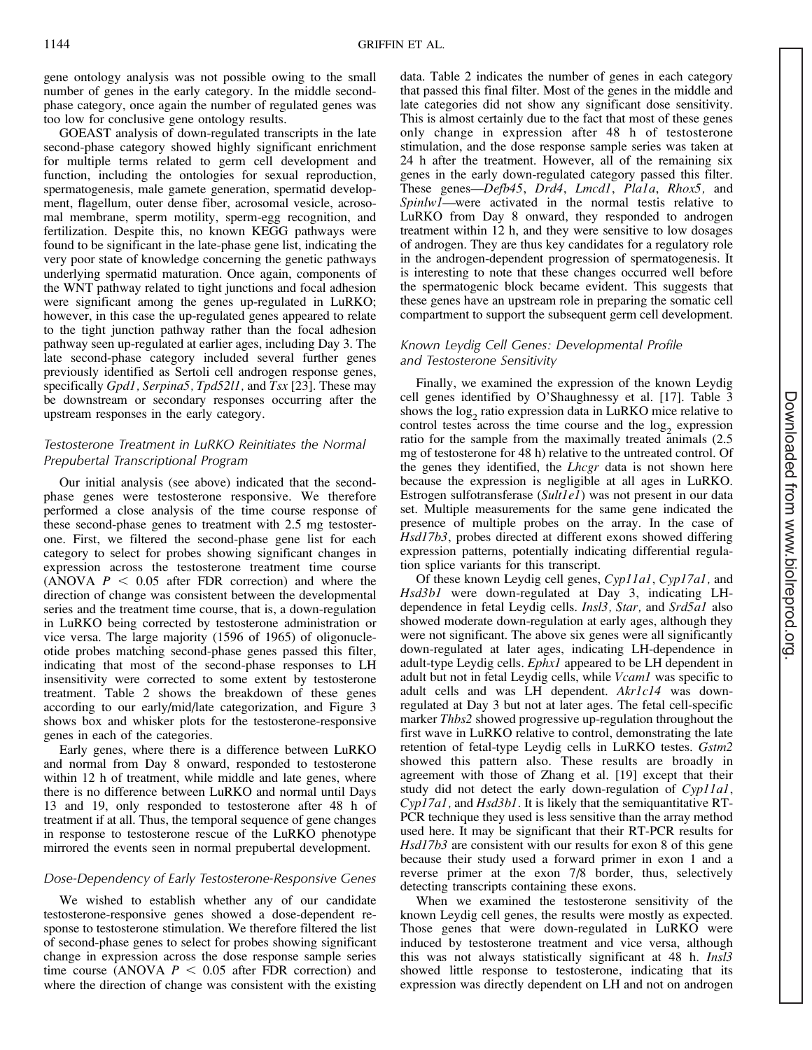gene ontology analysis was not possible owing to the small number of genes in the early category. In the middle second-phase category, once again the number of regulated genes was too low for conclusive gene ontology results.

GOEAST analysis of down-regulated transcripts in the late second-phase category showed highly significant enrichment for multiple terms related to germ cell development and function, including the ontologies for sexual reproduction, spermatogenesis, male gamete generation, spermatid development, flagellum, outer dense fiber, acrosomal vesicle, acrosomal membrane, sperm motility, sperm-egg recognition, and fertilization. Despite this, no known KEGG pathways were found to be significant in the late-phase gene list, indicating the very poor state of knowledge concerning the genetic pathways underlying spermatid maturation. Once again, components of the WNT pathway related to tight junctions and focal adhesion were significant among the genes up-regulated in LuRKO; however, in this case the up-regulated genes appeared to relate to the tight junction pathway rather than the focal adhesion pathway seen up-regulated at earlier ages, including Day 3. The late second-phase category included several further genes previously identified as Sertoli cell androgen response genes, specifically *Gpd1*, *Serpina5*, *Tpd52l1*, and *Tsx* [23]. These may be downstream or secondary responses occurring after the upstream responses in the early category.

### Testosterone Treatment in LuRKO Reinitiates the Normal Prepubertal Transcriptional Program

Our initial analysis (see above) indicated that the second-phase genes were testosterone responsive. We therefore performed a close analysis of the time course response of these second-phase genes to treatment with 2.5 mg testosterone. First, we filtered the second-phase gene list for each category to select for probes showing significant changes in expression across the testosterone treatment time course (ANOVA $P < 0.05$ after FDR correction) and where the direction of change was consistent between the developmental series and the treatment time course, that is, a down-regulation in LuRKO being corrected by testosterone administration or vice versa. The large majority (1596 of 1965) of oligonucleotide probes matching second-phase genes passed this filter, indicating that most of the second-phase responses to LH insensitivity were corrected to some extent by testosterone treatment. Table 2 shows the breakdown of these genes according to our early/mid/late categorization, and Figure 3 shows box and whisker plots for the testosterone-responsive genes in each of the categories.

Early genes, where there is a difference between LuRKO and normal from Day 8 onward, responded to testosterone within 12 h of treatment, while middle and late genes, where there is no difference between LuRKO and normal until Days 13 and 19, only responded to testosterone after 48 h of treatment if at all. Thus, the temporal sequence of gene changes in response to testosterone rescue of the LuRKO phenotype mirrored the events seen in normal prepubertal development.

### Dose-Dependency of Early Testosterone-Responsive Genes

We wished to establish whether any of our candidate testosterone-responsive genes showed a dose-dependent response to testosterone stimulation. We therefore filtered the list of second-phase genes to select for probes showing significant change in expression across the dose response sample series time course (ANOVA $P < 0.05$ after FDR correction) and where the direction of change was consistent with the existing data. Table 2 indicates the number of genes in each category that passed this final filter. Most of the genes in the middle and late categories did not show any significant dose sensitivity. This is almost certainly due to the fact that most of these genes only change in expression after 48 h of testosterone stimulation, and the dose response sample series was taken at 24 h after the treatment. However, all of the remaining six genes in the early down-regulated category passed this filter. These genes—*Defb45*, *Drd4*, *Lmcd1*, *Pla1a*, *Rhox5*, and *Spinlw1*—were activated in the normal testis relative to LuRKO from Day 8 onward, they responded to androgen treatment within 12 h, and they were sensitive to low dosages of androgen. They are thus key candidates for a regulatory role in the androgen-dependent progression of spermatogenesis. It is interesting to note that these changes occurred well before the spermatogenic block became evident. This suggests that these genes have an upstream role in preparing the somatic cell compartment to support the subsequent germ cell development.

### Known Leydig Cell Genes: Developmental Profile and Testosterone Sensitivity

Finally, we examined the expression of the known Leydig cell genes identified by O'Shaughnessy et al. [17]. Table 3 shows the $\log_2$ ratio expression data in LuRKO mice relative to control testes across the time course and the $\log_2$ expression ratio for the sample from the maximally treated animals (2.5 mg of testosterone for 48 h) relative to the untreated control. Of the genes they identified, the *Lhcgr* data is not shown here because the expression is negligible at all ages in LuRKO. Estrogen sulfotransferase (*Sult1e1*) was not present in our data set. Multiple measurements for the same gene indicated the presence of multiple probes on the array. In the case of *Hsd17b3*, probes directed at different exons showed differing expression patterns, potentially indicating differential regulation splice variants for this transcript.

Of these known Leydig cell genes, *Cyp11a1*, *Cyp17a1*, and *Hsd3b1* were down-regulated at Day 3, indicating LH-dependence in fetal Leydig cells. *Insl3*, *Star*, and *Srd5a1* also showed moderate down-regulation at early ages, although they were not significant. The above six genes were all significantly down-regulated at later ages, indicating LH-dependence in adult-type Leydig cells. *Ephx1* appeared to be LH dependent in adult but not in fetal Leydig cells, while *Vcam1* was specific to adult cells and was LH dependent. *Akr1c14* was down-regulated at Day 3 but not at later ages. The fetal cell-specific marker *Thbs2* showed progressive up-regulation throughout the first wave in LuRKO relative to control, demonstrating the late retention of fetal-type Leydig cells in LuRKO testes. *Gstm2* showed this pattern also. These results are broadly in agreement with those of Zhang et al. [19] except that their study did not detect the early down-regulation of *Cyp11a1*, *Cyp17a1*, and *Hsd3b1*. It is likely that the semiquantitative RT-PCR technique they used is less sensitive than the array method used here. It may be significant that their RT-PCR results for *Hsd17b3* are consistent with our results for exon 8 of this gene because their study used a forward primer in exon 1 and a reverse primer at the exon 7/8 border, thus, selectively detecting transcripts containing these exons.

When we examined the testosterone sensitivity of the known Leydig cell genes, the results were mostly as expected. Those genes that were down-regulated in LuRKO were induced by testosterone treatment and vice versa, although this was not always statistically significant at 48 h. *Insl3* showed little response to testosterone, indicating that its expression was directly dependent on LH and not on androgen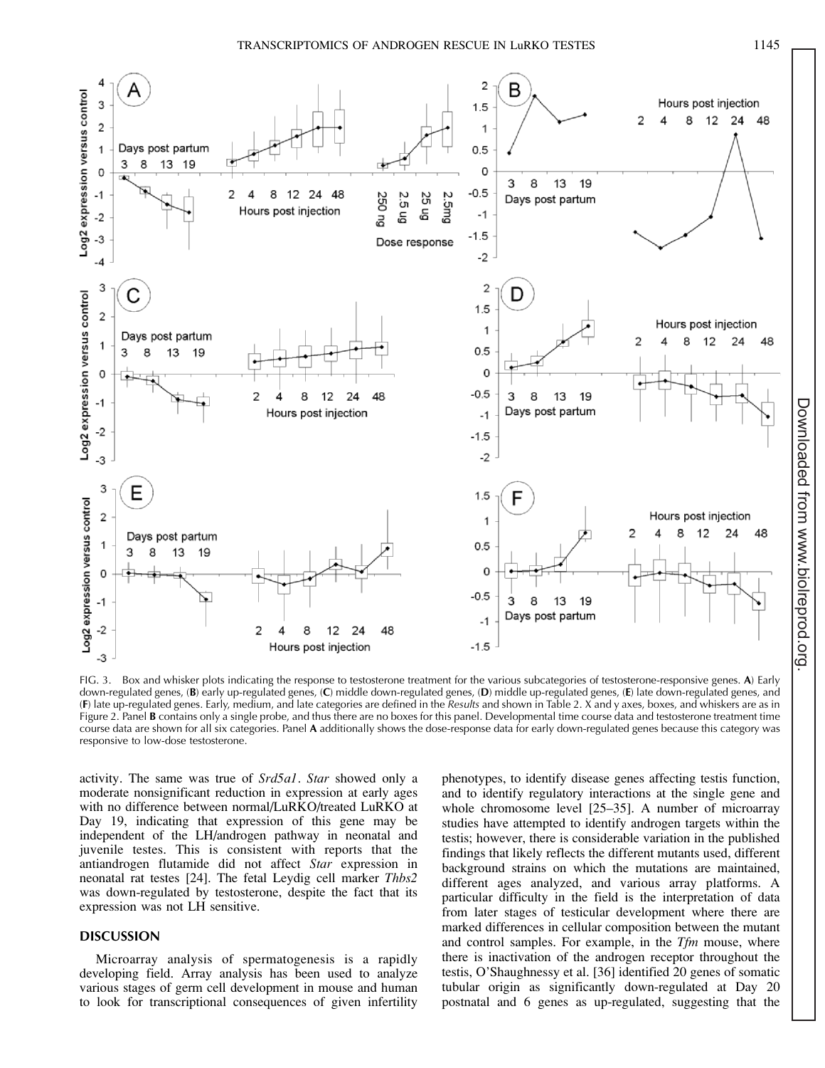FIG. 3. Box and whisker plots indicating the response to testosterone treatment for the various subcategories of testosterone-responsive genes. **A**) Early down-regulated genes, (**B**) early up-regulated genes, (**C**) middle down-regulated genes, (**D**) middle up-regulated genes, (**E**) late down-regulated genes, and (**F**) late up-regulated genes. Early, medium, and late categories are defined in the *Results* and shown in Table 2. X and y axes, boxes, and whiskers are as in Figure 2. Panel **B** contains only a single probe, and thus there are no boxes for this panel. Developmental time course data and testosterone treatment time course data are shown for all six categories. Panel **A** additionally shows the dose-response data for early down-regulated genes because this category was responsive to low-dose testosterone.

activity. The same was true of *Srd5a1*. *Star* showed only a moderate nonsignificant reduction in expression at early ages with no difference between normal/LuRKO/treated LuRKO at Day 19, indicating that expression of this gene may be independent of the LH/androgen pathway in neonatal and juvenile testes. This is consistent with reports that the antiandrogen flutamide did not affect *Star* expression in neonatal rat testes [24]. The fetal Leydig cell marker *Thbs2* was down-regulated by testosterone, despite the fact that its expression was not LH sensitive.

## DISCUSSION

Microarray analysis of spermatogenesis is a rapidly developing field. Array analysis has been used to analyze various stages of germ cell development in mouse and human to look for transcriptional consequences of given infertility phenotypes, to identify disease genes affecting testis function, and to identify regulatory interactions at the single gene and whole chromosome level [25–35]. A number of microarray studies have attempted to identify androgen targets within the testis; however, there is considerable variation in the published findings that likely reflects the different mutants used, different background strains on which the mutations are maintained, different ages analyzed, and various array platforms. A particular difficulty in the field is the interpretation of data from later stages of testicular development where there are marked differences in cellular composition between the mutant and control samples. For example, in the *Tfm* mouse, where there is inactivation of the androgen receptor throughout the testis, O'Shaughnessy et al. [36] identified 20 genes of somatic tubular origin as significantly down-regulated at Day 20 postnatal and 6 genes as up-regulated, suggesting that the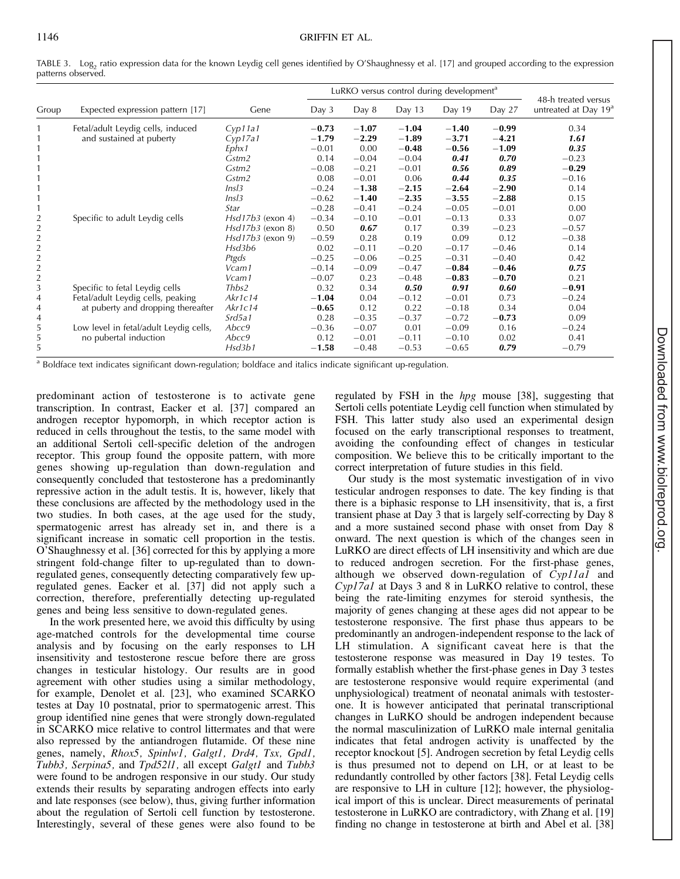TABLE 3. $Log_2$ ratio expression data for the known Leydig cell genes identified by O'Shaughnessy et al. [17] and grouped according to the expression patterns observed.

| Group | Expected expression pattern [17] | Gene | LuRKO versus control during development[a] | | | | | 48-h treated versus untreated at Day 19[a] |
|---|---|---|---|---|---|---|---|---|
| | | | Day 3 | Day 8 | Day 13 | Day 19 | Day 27 | |
| 1 | Fetal/adult Leydig cells, induced and sustained at puberty | *Cyp11a1* | **−0.73** | **−1.07** | **−1.04** | **−1.40** | **−0.99** | 0.34 |
| 1 | | *Cyp17a1* | **−1.79** | **−2.29** | **−1.89** | **−3.71** | **−4.21** | ***1.61*** |
| 1 | | *Ephx1* | −0.01 | 0.00 | **−0.48** | **−0.56** | **−1.09** | ***0.35*** |
| 1 | | *Gstm2* | 0.14 | −0.04 | −0.04 | ***0.41*** | ***0.70*** | −0.23 |
| 1 | | *Gstm2* | −0.08 | −0.21 | −0.01 | ***0.56*** | ***0.89*** | **−0.29** |
| 1 | | *Gstm2* | 0.08 | −0.01 | 0.06 | ***0.44*** | ***0.35*** | −0.16 |
| 1 | | *Insl3* | −0.24 | **−1.38** | **−2.15** | **−2.64** | **−2.90** | 0.14 |
| 1 | | *Insl3* | −0.62 | **−1.40** | **−2.35** | **−3.55** | **−2.88** | 0.15 |
| 1 | | *Star* | −0.28 | −0.41 | −0.24 | −0.05 | −0.01 | 0.00 |
| 2 | Specific to adult Leydig cells | *Hsd17b3* (exon 4) | −0.34 | −0.10 | −0.01 | −0.13 | 0.33 | 0.07 |
| 2 | | *Hsd17b3* (exon 8) | 0.50 | ***0.67*** | 0.17 | 0.39 | −0.23 | −0.57 |
| 2 | | *Hsd17b3* (exon 9) | −0.59 | 0.28 | 0.19 | 0.09 | 0.12 | −0.38 |
| 2 | | *Hsd3b6* | 0.02 | −0.11 | −0.20 | −0.17 | −0.46 | 0.14 |
| 2 | | *Ptgds* | −0.25 | −0.06 | −0.25 | −0.31 | −0.40 | 0.42 |
| 2 | | *Vcam1* | −0.14 | −0.09 | −0.47 | **−0.84** | **−0.46** | ***0.75*** |
| 2 | | *Vcam1* | −0.07 | 0.23 | −0.48 | **−0.83** | **−0.70** | 0.21 |
| 3 | Specific to fetal Leydig cells | *Thbs2* | 0.32 | 0.34 | ***0.50*** | ***0.91*** | ***0.60*** | **−0.91** |
| 4 | Fetal/adult Leydig cells, peaking at puberty and dropping thereafter | *Akr1c14* | **−1.04** | 0.04 | −0.12 | −0.01 | 0.73 | −0.24 |
| 4 | | *Akr1c14* | **−0.65** | 0.12 | 0.22 | −0.18 | 0.34 | 0.04 |
| 4 | | *Srd5a1* | 0.28 | −0.35 | −0.37 | −0.72 | **−0.73** | 0.09 |
| 5 | Low level in fetal/adult Leydig cells, no pubertal induction | *Abcc9* | −0.36 | −0.07 | 0.01 | −0.09 | 0.16 | −0.24 |
| 5 | | *Abcc9* | 0.12 | −0.01 | −0.11 | −0.10 | 0.02 | 0.41 |
| 5 | | *Hsd3b1* | **−1.58** | −0.48 | −0.53 | −0.65 | ***0.79*** | −0.79 |

[a] Boldface text indicates significant down-regulation; boldface and italics indicate significant up-regulation.

predominant action of testosterone is to activate gene transcription. In contrast, Eacker et al. [37] compared an androgen receptor hypomorph, in which receptor action is reduced in cells throughout the testis, to the same model with an additional Sertoli cell-specific deletion of the androgen receptor. This group found the opposite pattern, with more genes showing up-regulation than down-regulation and consequently concluded that testosterone has a predominantly repressive action in the adult testis. It is, however, likely that these conclusions are affected by the methodology used in the two studies. In both cases, at the age used for the study, spermatogenic arrest has already set in, and there is a significant increase in somatic cell proportion in the testis. O'Shaughnessy et al. [36] corrected for this by applying a more stringent fold-change filter to up-regulated than to down-regulated genes, consequently detecting comparatively few up-regulated genes. Eacker et al. [37] did not apply such a correction, therefore, preferentially detecting up-regulated genes and being less sensitive to down-regulated genes.

In the work presented here, we avoid this difficulty by using age-matched controls for the developmental time course analysis and by focusing on the early responses to LH insensitivity and testosterone rescue before there are gross changes in testicular histology. Our results are in good agreement with other studies using a similar methodology, for example, Denolet et al. [23], who examined SCARKO testes at Day 10 postnatal, prior to spermatogenic arrest. This group identified nine genes that were strongly down-regulated in SCARKO mice relative to control littermates and that were also repressed by the antiandrogen flutamide. Of these nine genes, namely, *Rhox5, Spinlw1, Galgt1, Drd4, Tsx, Gpd1, Tubb3, Serpina5,* and *Tpd52l1,* all except *Galgt1* and *Tubb3* were found to be androgen responsive in our study. Our study extends their results by separating androgen effects into early and late responses (see below), thus, giving further information about the regulation of Sertoli cell function by testosterone. Interestingly, several of these genes were also found to be regulated by FSH in the *hpg* mouse [38], suggesting that Sertoli cells potentiate Leydig cell function when stimulated by FSH. This latter study also used an experimental design focused on the early transcriptional responses to treatment, avoiding the confounding effect of changes in testicular composition. We believe this to be critically important to the correct interpretation of future studies in this field.

Our study is the most systematic investigation of in vivo testicular androgen responses to date. The key finding is that there is a biphasic response to LH insensitivity, that is, a first transient phase at Day 3 that is largely self-correcting by Day 8 and a more sustained second phase with onset from Day 8 onward. The next question is which of the changes seen in LuRKO are direct effects of LH insensitivity and which are due to reduced androgen secretion. For the first-phase genes, although we observed down-regulation of *Cyp11a1* and *Cyp17a1* at Days 3 and 8 in LuRKO relative to control, these being the rate-limiting enzymes for steroid synthesis, the majority of genes changing at these ages did not appear to be testosterone responsive. The first phase thus appears to be predominantly an androgen-independent response to the lack of LH stimulation. A significant caveat here is that the testosterone response was measured in Day 19 testes. To formally establish whether the first-phase genes in Day 3 testes are testosterone responsive would require experimental (and unphysiological) treatment of neonatal animals with testosterone. It is however anticipated that perinatal transcriptional changes in LuRKO should be androgen independent because the normal masculinization of LuRKO male internal genitalia indicates that fetal androgen activity is unaffected by the receptor knockout [5]. Androgen secretion by fetal Leydig cells is thus presumed not to depend on LH, or at least to be redundantly controlled by other factors [38]. Fetal Leydig cells are responsive to LH in culture [12]; however, the physiological import of this is unclear. Direct measurements of perinatal testosterone in LuRKO are contradictory, with Zhang et al. [19] finding no change in testosterone at birth and Abel et al. [38]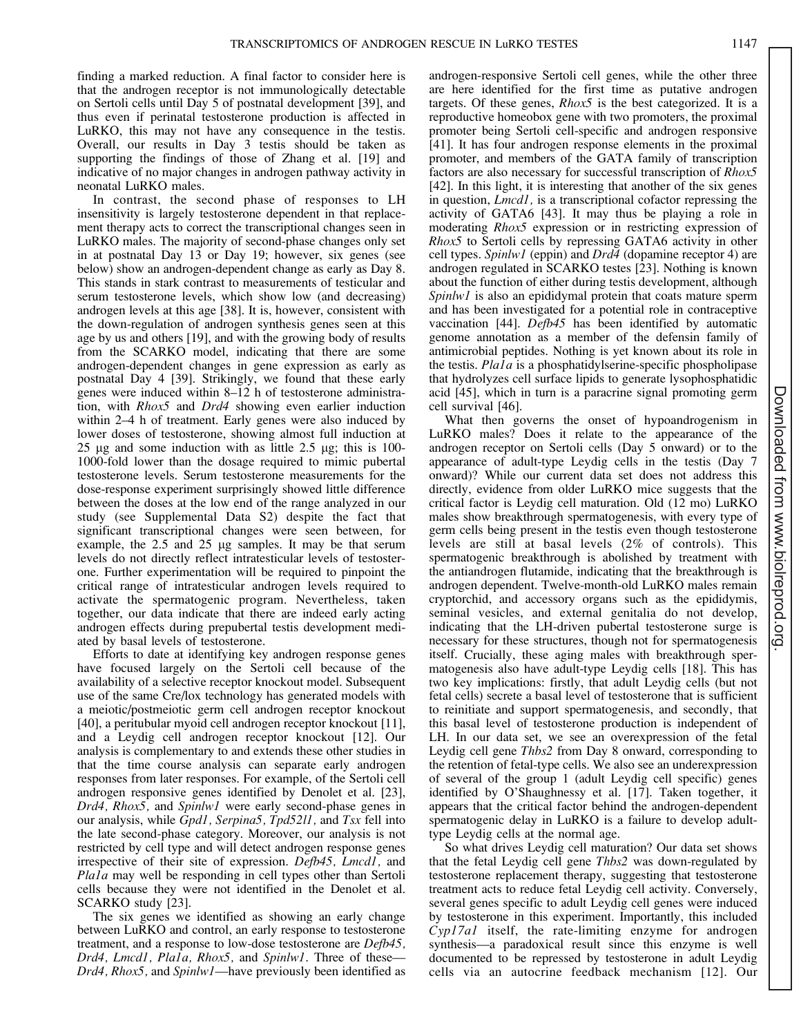finding a marked reduction. A final factor to consider here is that the androgen receptor is not immunologically detectable on Sertoli cells until Day 5 of postnatal development [39], and thus even if perinatal testosterone production is affected in LuRKO, this may not have any consequence in the testis. Overall, our results in Day 3 testis should be taken as supporting the findings of those of Zhang et al. [19] and indicative of no major changes in androgen pathway activity in neonatal LuRKO males.

In contrast, the second phase of responses to LH insensitivity is largely testosterone dependent in that replacement therapy acts to correct the transcriptional changes seen in LuRKO males. The majority of second-phase changes only set in at postnatal Day 13 or Day 19; however, six genes (see below) show an androgen-dependent change as early as Day 8. This stands in stark contrast to measurements of testicular and serum testosterone levels, which show low (and decreasing) androgen levels at this age [38]. It is, however, consistent with the down-regulation of androgen synthesis genes seen at this age by us and others [19], and with the growing body of results from the SCARKO model, indicating that there are some androgen-dependent changes in gene expression as early as postnatal Day 4 [39]. Strikingly, we found that these early genes were induced within 8–12 h of testosterone administration, with *Rhox5* and *Drd4* showing even earlier induction within 2–4 h of treatment. Early genes were also induced by lower doses of testosterone, showing almost full induction at 25 μg and some induction with as little 2.5 μg; this is 100-1000-fold lower than the dosage required to mimic pubertal testosterone levels. Serum testosterone measurements for the dose-response experiment surprisingly showed little difference between the doses at the low end of the range analyzed in our study (see Supplemental Data S2) despite the fact that significant transcriptional changes were seen between, for example, the 2.5 and 25 μg samples. It may be that serum levels do not directly reflect intratesticular levels of testosterone. Further experimentation will be required to pinpoint the critical range of intratesticular androgen levels required to activate the spermatogenic program. Nevertheless, taken together, our data indicate that there are indeed early acting androgen effects during prepubertal testis development mediated by basal levels of testosterone.

Efforts to date at identifying key androgen response genes have focused largely on the Sertoli cell because of the availability of a selective receptor knockout model. Subsequent use of the same Cre/lox technology has generated models with a meiotic/postmeiotic germ cell androgen receptor knockout [40], a peritubular myoid cell androgen receptor knockout [11], and a Leydig cell androgen receptor knockout [12]. Our analysis is complementary to and extends these other studies in that the time course analysis can separate early androgen responses from later responses. For example, of the Sertoli cell androgen responsive genes identified by Denolet et al. [23], *Drd4, Rhox5,* and *Spinlw1* were early second-phase genes in our analysis, while *Gpd1, Serpina5, Tpd52l1,* and *Tsx* fell into the late second-phase category. Moreover, our analysis is not restricted by cell type and will detect androgen response genes irrespective of their site of expression. *Defb45, Lmcd1,* and *Pla1a* may well be responding in cell types other than Sertoli cells because they were not identified in the Denolet et al. SCARKO study [23].

The six genes we identified as showing an early change between LuRKO and control, an early response to testosterone treatment, and a response to low-dose testosterone are *Defb45, Drd4, Lmcd1, Pla1a, Rhox5,* and *Spinlw1*. Three of these—*Drd4, Rhox5,* and *Spinlw1*—have previously been identified as androgen-responsive Sertoli cell genes, while the other three are here identified for the first time as putative androgen targets. Of these genes, *Rhox5* is the best categorized. It is a reproductive homeobox gene with two promoters, the proximal promoter being Sertoli cell-specific and androgen responsive [41]. It has four androgen response elements in the proximal promoter, and members of the GATA family of transcription factors are also necessary for successful transcription of *Rhox5* [42]. In this light, it is interesting that another of the six genes in question, *Lmcd1,* is a transcriptional cofactor repressing the activity of GATA6 [43]. It may thus be playing a role in moderating *Rhox5* expression or in restricting expression of *Rhox5* to Sertoli cells by repressing GATA6 activity in other cell types. *Spinlw1* (eppin) and *Drd4* (dopamine receptor 4) are androgen regulated in SCARKO testes [23]. Nothing is known about the function of either during testis development, although *Spinlw1* is also an epididymal protein that coats mature sperm and has been investigated for a potential role in contraceptive vaccination [44]. *Defb45* has been identified by automatic genome annotation as a member of the defensin family of antimicrobial peptides. Nothing is yet known about its role in the testis. *Pla1a* is a phosphatidylserine-specific phospholipase that hydrolyzes cell surface lipids to generate lysophosphatidic acid [45], which in turn is a paracrine signal promoting germ cell survival [46].

What then governs the onset of hypoandrogenism in LuRKO males? Does it relate to the appearance of the androgen receptor on Sertoli cells (Day 5 onward) or to the appearance of adult-type Leydig cells in the testis (Day 7 onward)? While our current data set does not address this directly, evidence from older LuRKO mice suggests that the critical factor is Leydig cell maturation. Old (12 mo) LuRKO males show breakthrough spermatogenesis, with every type of germ cells being present in the testis even though testosterone levels are still at basal levels (2% of controls). This spermatogenic breakthrough is abolished by treatment with the antiandrogen flutamide, indicating that the breakthrough is androgen dependent. Twelve-month-old LuRKO males remain cryptorchid, and accessory organs such as the epididymis, seminal vesicles, and external genitalia do not develop, indicating that the LH-driven pubertal testosterone surge is necessary for these structures, though not for spermatogenesis itself. Crucially, these aging males with breakthrough spermatogenesis also have adult-type Leydig cells [18]. This has two key implications: firstly, that adult Leydig cells (but not fetal cells) secrete a basal level of testosterone that is sufficient to reinitiate and support spermatogenesis, and secondly, that this basal level of testosterone production is independent of LH. In our data set, we see an overexpression of the fetal Leydig cell gene *Thbs2* from Day 8 onward, corresponding to the retention of fetal-type cells. We also see an underexpression of several of the group 1 (adult Leydig cell specific) genes identified by O'Shaughnessy et al. [17]. Taken together, it appears that the critical factor behind the androgen-dependent spermatogenic delay in LuRKO is a failure to develop adult-type Leydig cells at the normal age.

So what drives Leydig cell maturation? Our data set shows that the fetal Leydig cell gene *Thbs2* was down-regulated by testosterone replacement therapy, suggesting that testosterone treatment acts to reduce fetal Leydig cell activity. Conversely, several genes specific to adult Leydig cell genes were induced by testosterone in this experiment. Importantly, this included *Cyp17a1* itself, the rate-limiting enzyme for androgen synthesis—a paradoxical result since this enzyme is well documented to be repressed by testosterone in adult Leydig cells via an autocrine feedback mechanism [12]. Our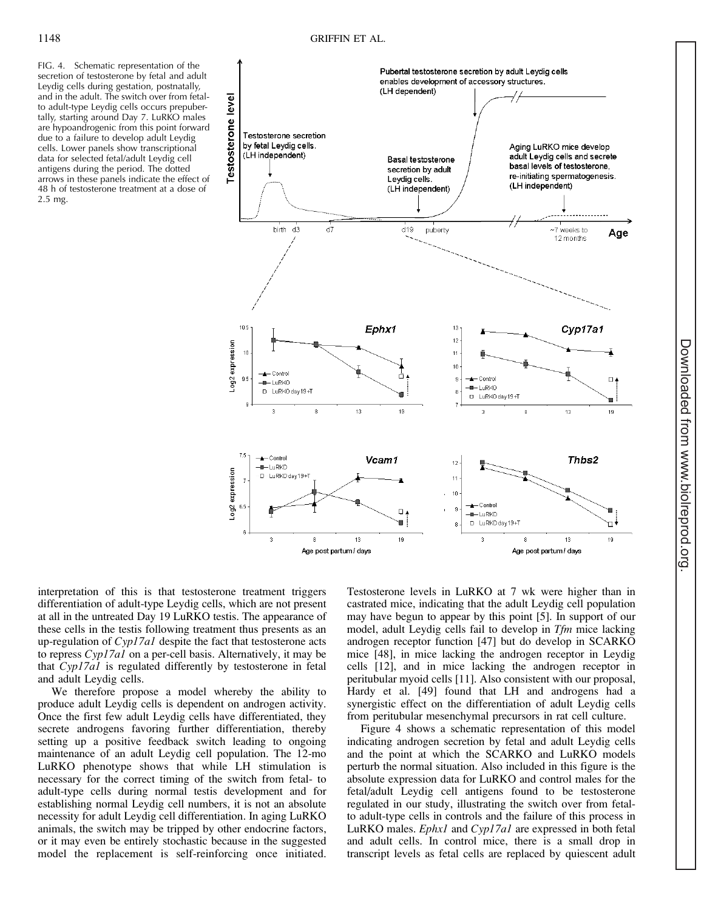FIG. 4. Schematic representation of the secretion of testosterone by fetal and adult Leydig cells during gestation, postnatally, and in the adult. The switch over from fetal- to adult-type Leydig cells occurs prepubertally, starting around Day 7. LuRKO males are hypoandrogenic from this point forward due to a failure to develop adult Leydig cells. Lower panels show transcriptional data for selected fetal/adult Leydig cell antigens during the period. The dotted arrows in these panels indicate the effect of 48 h of testosterone treatment at a dose of 2.5 mg.

interpretation of this is that testosterone treatment triggers differentiation of adult-type Leydig cells, which are not present at all in the untreated Day 19 LuRKO testis. The appearance of these cells in the testis following treatment thus presents as an up-regulation of *Cyp17a1* despite the fact that testosterone acts to repress *Cyp17a1* on a per-cell basis. Alternatively, it may be that *Cyp17a1* is regulated differently by testosterone in fetal and adult Leydig cells.

We therefore propose a model whereby the ability to produce adult Leydig cells is dependent on androgen activity. Once the first few adult Leydig cells have differentiated, they secrete androgens favoring further differentiation, thereby setting up a positive feedback switch leading to ongoing maintenance of an adult Leydig cell population. The 12-mo LuRKO phenotype shows that while LH stimulation is necessary for the correct timing of the switch from fetal- to adult-type cells during normal testis development and for establishing normal Leydig cell numbers, it is not an absolute necessity for adult Leydig cell differentiation. In aging LuRKO animals, the switch may be tripped by other endocrine factors, or it may even be entirely stochastic because in the suggested model the replacement is self-reinforcing once initiated. Testosterone levels in LuRKO at 7 wk were higher than in castrated mice, indicating that the adult Leydig cell population may have begun to appear by this point [5]. In support of our model, adult Leydig cells fail to develop in *Tfm* mice lacking androgen receptor function [47] but do develop in SCARKO mice [48], in mice lacking the androgen receptor in Leydig cells [12], and in mice lacking the androgen receptor in peritubular myoid cells [11]. Also consistent with our proposal, Hardy et al. [49] found that LH and androgens had a synergistic effect on the differentiation of adult Leydig cells from peritubular mesenchymal precursors in rat cell culture.

Figure 4 shows a schematic representation of this model indicating androgen secretion by fetal and adult Leydig cells and the point at which the SCARKO and LuRKO models perturb the normal situation. Also included in this figure is the absolute expression data for LuRKO and control males for the fetal/adult Leydig cell antigens found to be testosterone regulated in our study, illustrating the switch over from fetal- to adult-type cells in controls and the failure of this process in LuRKO males. *Ephx1* and *Cyp17a1* are expressed in both fetal and adult cells. In control mice, there is a small drop in transcript levels as fetal cells are replaced by quiescent adult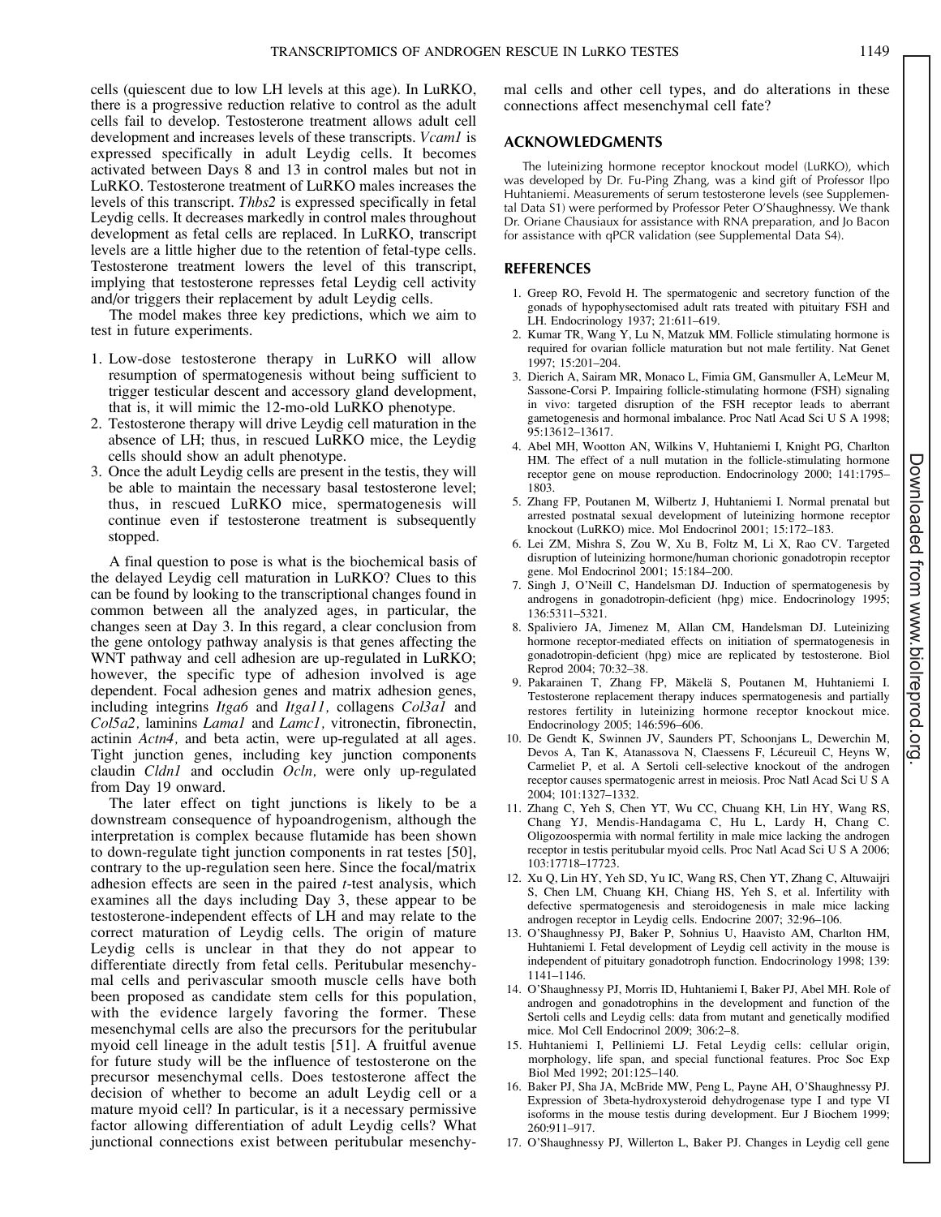cells (quiescent due to low LH levels at this age). In LuRKO, there is a progressive reduction relative to control as the adult cells fail to develop. Testosterone treatment allows adult cell development and increases levels of these transcripts. *Vcam1* is expressed specifically in adult Leydig cells. It becomes activated between Days 8 and 13 in control males but not in LuRKO. Testosterone treatment of LuRKO males increases the levels of this transcript. *Thbs2* is expressed specifically in fetal Leydig cells. It decreases markedly in control males throughout development as fetal cells are replaced. In LuRKO, transcript levels are a little higher due to the retention of fetal-type cells. Testosterone treatment lowers the level of this transcript, implying that testosterone represses fetal Leydig cell activity and/or triggers their replacement by adult Leydig cells.

The model makes three key predictions, which we aim to test in future experiments.

1. Low-dose testosterone therapy in LuRKO will allow resumption of spermatogenesis without being sufficient to trigger testicular descent and accessory gland development, that is, it will mimic the 12-mo-old LuRKO phenotype.
2. Testosterone therapy will drive Leydig cell maturation in the absence of LH; thus, in rescued LuRKO mice, the Leydig cells should show an adult phenotype.
3. Once the adult Leydig cells are present in the testis, they will be able to maintain the necessary basal testosterone level; thus, in rescued LuRKO mice, spermatogenesis will continue even if testosterone treatment is subsequently stopped.

A final question to pose is what is the biochemical basis of the delayed Leydig cell maturation in LuRKO? Clues to this can be found by looking to the transcriptional changes found in common between all the analyzed ages, in particular, the changes seen at Day 3. In this regard, a clear conclusion from the gene ontology pathway analysis is that genes affecting the WNT pathway and cell adhesion are up-regulated in LuRKO; however, the specific type of adhesion involved is age dependent. Focal adhesion genes and matrix adhesion genes, including integrins *Itga6* and *Itga11,* collagens *Col3a1* and *Col5a2,* laminins *Lama1* and *Lamc1,* vitronectin, fibronectin, actinin *Actn4,* and beta actin, were up-regulated at all ages. Tight junction genes, including key junction components claudin *Cldn1* and occludin *Ocln,* were only up-regulated from Day 19 onward.

The later effect on tight junctions is likely to be a downstream consequence of hypoandrogenism, although the interpretation is complex because flutamide has been shown to down-regulate tight junction components in rat testes [50], contrary to the up-regulation seen here. Since the focal/matrix adhesion effects are seen in the paired *t*-test analysis, which examines all the days including Day 3, these appear to be testosterone-independent effects of LH and may relate to the correct maturation of Leydig cells. The origin of mature Leydig cells is unclear in that they do not appear to differentiate directly from fetal cells. Peritubular mesenchymal cells and perivascular smooth muscle cells have both been proposed as candidate stem cells for this population, with the evidence largely favoring the former. These mesenchymal cells are also the precursors for the peritubular myoid cell lineage in the adult testis [51]. A fruitful avenue for future study will be the influence of testosterone on the precursor mesenchymal cells. Does testosterone affect the decision of whether to become an adult Leydig cell or a mature myoid cell? In particular, is it a necessary permissive factor allowing differentiation of adult Leydig cells? What junctional connections exist between peritubular mesenchymal cells and other cell types, and do alterations in these connections affect mesenchymal cell fate?

## ACKNOWLEDGMENTS

The luteinizing hormone receptor knockout model (LuRKO), which was developed by Dr. Fu-Ping Zhang, was a kind gift of Professor Ilpo Huhtaniemi. Measurements of serum testosterone levels (see Supplemental Data S1) were performed by Professor Peter O'Shaughnessy. We thank Dr. Oriane Chausiaux for assistance with RNA preparation, and Jo Bacon for assistance with qPCR validation (see Supplemental Data S4).

## REFERENCES

1. Greep RO, Fevold H. The spermatogenic and secretory function of the gonads of hypophysectomised adult rats treated with pituitary FSH and LH. Endocrinology 1937; 21:611–619.
2. Kumar TR, Wang Y, Lu N, Matzuk MM. Follicle stimulating hormone is required for ovarian follicle maturation but not male fertility. Nat Genet 1997; 15:201–204.
3. Dierich A, Sairam MR, Monaco L, Fimia GM, Gansmuller A, LeMeur M, Sassone-Corsi P. Impairing follicle-stimulating hormone (FSH) signaling in vivo: targeted disruption of the FSH receptor leads to aberrant gametogenesis and hormonal imbalance. Proc Natl Acad Sci U S A 1998; 95:13612–13617.
4. Abel MH, Wootton AN, Wilkins V, Huhtaniemi I, Knight PG, Charlton HM. The effect of a null mutation in the follicle-stimulating hormone receptor gene on mouse reproduction. Endocrinology 2000; 141:1795–1803.
5. Zhang FP, Poutanen M, Wilbertz J, Huhtaniemi I. Normal prenatal but arrested postnatal sexual development of luteinizing hormone receptor knockout (LuRKO) mice. Mol Endocrinol 2001; 15:172–183.
6. Lei ZM, Mishra S, Zou W, Xu B, Foltz M, Li X, Rao CV. Targeted disruption of luteinizing hormone/human chorionic gonadotropin receptor gene. Mol Endocrinol 2001; 15:184–200.
7. Singh J, O'Neill C, Handelsman DJ. Induction of spermatogenesis by androgens in gonadotropin-deficient (hpg) mice. Endocrinology 1995; 136:5311–5321.
8. Spaliviero JA, Jimenez M, Allan CM, Handelsman DJ. Luteinizing hormone receptor-mediated effects on initiation of spermatogenesis in gonadotropin-deficient (hpg) mice are replicated by testosterone. Biol Reprod 2004; 70:32–38.
9. Pakarainen T, Zhang FP, Mäkelä S, Poutanen M, Huhtaniemi I. Testosterone replacement therapy induces spermatogenesis and partially restores fertility in luteinizing hormone receptor knockout mice. Endocrinology 2005; 146:596–606.
10. De Gendt K, Swinnen JV, Saunders PT, Schoonjans L, Dewerchin M, Devos A, Tan K, Atanassova N, Claessens F, Lécureuil C, Heyns W, Carmeliet P, et al. A Sertoli cell-selective knockout of the androgen receptor causes spermatogenic arrest in meiosis. Proc Natl Acad Sci U S A 2004; 101:1327–1332.
11. Zhang C, Yeh S, Chen YT, Wu CC, Chuang KH, Lin HY, Wang RS, Chang YJ, Mendis-Handagama C, Hu L, Lardy H, Chang C. Oligozoospermia with normal fertility in male mice lacking the androgen receptor in testis peritubular myoid cells. Proc Natl Acad Sci U S A 2006; 103:17718–17723.
12. Xu Q, Lin HY, Yeh SD, Yu IC, Wang RS, Chen YT, Zhang C, Altuwaijri S, Chen LM, Chuang KH, Chiang HS, Yeh S, et al. Infertility with defective spermatogenesis and steroidogenesis in male mice lacking androgen receptor in Leydig cells. Endocrine 2007; 32:96–106.
13. O'Shaughnessy PJ, Baker P, Sohnius U, Haavisto AM, Charlton HM, Huhtaniemi I. Fetal development of Leydig cell activity in the mouse is independent of pituitary gonadotroph function. Endocrinology 1998; 139: 1141–1146.
14. O'Shaughnessy PJ, Morris ID, Huhtaniemi I, Baker PJ, Abel MH. Role of androgen and gonadotrophins in the development and function of the Sertoli cells and Leydig cells: data from mutant and genetically modified mice. Mol Cell Endocrinol 2009; 306:2–8.
15. Huhtaniemi I, Pelliniemi LJ. Fetal Leydig cells: cellular origin, morphology, life span, and special functional features. Proc Soc Exp Biol Med 1992; 201:125–140.
16. Baker PJ, Sha JA, McBride MW, Peng L, Payne AH, O'Shaughnessy PJ. Expression of 3beta-hydroxysteroid dehydrogenase type I and type VI isoforms in the mouse testis during development. Eur J Biochem 1999; 260:911–917.
17. O'Shaughnessy PJ, Willerton L, Baker PJ. Changes in Leydig cell gene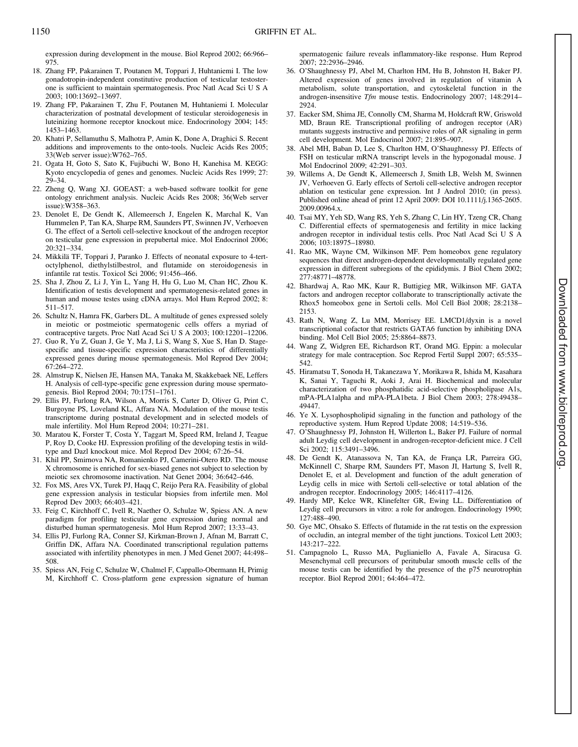expression during development in the mouse. Biol Reprod 2002; 66:966–975.

18. Zhang FP, Pakarainen T, Poutanen M, Toppari J, Huhtaniemi I. The low gonadotropin-independent constitutive production of testicular testosterone is sufficient to maintain spermatogenesis. Proc Natl Acad Sci U S A 2003; 100:13692–13697.
19. Zhang FP, Pakarainen T, Zhu F, Poutanen M, Huhtaniemi I. Molecular characterization of postnatal development of testicular steroidogenesis in luteinizing hormone receptor knockout mice. Endocrinology 2004; 145: 1453–1463.
20. Khatri P, Sellamuthu S, Malhotra P, Amin K, Done A, Draghici S. Recent additions and improvements to the onto-tools. Nucleic Acids Res 2005; 33(Web server issue):W762–765.
21. Ogata H, Goto S, Sato K, Fujibuchi W, Bono H, Kanehisa M. KEGG: Kyoto encyclopedia of genes and genomes. Nucleic Acids Res 1999; 27: 29–34.
22. Zheng Q, Wang XJ. GOEAST: a web-based software toolkit for gene ontology enrichment analysis. Nucleic Acids Res 2008; 36(Web server issue):W358–363.
23. Denolet E, De Gendt K, Allemeersch J, Engelen K, Marchal K, Van Hummelen P, Tan KA, Sharpe RM, Saunders PT, Swinnen JV, Verhoeven G. The effect of a Sertoli cell-selective knockout of the androgen receptor on testicular gene expression in prepubertal mice. Mol Endocrinol 2006; 20:321–334.
24. Mikkilä TF, Toppari J, Paranko J. Effects of neonatal exposure to 4-tert-octylphenol, diethylstilbestrol, and flutamide on steroidogenesis in infantile rat testis. Toxicol Sci 2006; 91:456–466.
25. Sha J, Zhou Z, Li J, Yin L, Yang H, Hu G, Luo M, Chan HC, Zhou K. Identification of testis development and spermatogenesis-related genes in human and mouse testes using cDNA arrays. Mol Hum Reprod 2002; 8: 511–517.
26. Schultz N, Hamra FK, Garbers DL. A multitude of genes expressed solely in meiotic or postmeiotic spermatogenic cells offers a myriad of contraceptive targets. Proc Natl Acad Sci U S A 2003; 100:12201–12206.
27. Guo R, Yu Z, Guan J, Ge Y, Ma J, Li S, Wang S, Xue S, Han D. Stage-specific and tissue-specific expression characteristics of differentially expressed genes during mouse spermatogenesis. Mol Reprod Dev 2004; 67:264–272.
28. Almstrup K, Nielsen JE, Hansen MA, Tanaka M, Skakkebaek NE, Leffers H. Analysis of cell-type-specific gene expression during mouse spermatogenesis. Biol Reprod 2004; 70:1751–1761.
29. Ellis PJ, Furlong RA, Wilson A, Morris S, Carter D, Oliver G, Print C, Burgoyne PS, Loveland KL, Affara NA. Modulation of the mouse testis transcriptome during postnatal development and in selected models of male infertility. Mol Hum Reprod 2004; 10:271–281.
30. Maratou K, Forster T, Costa Y, Taggart M, Speed RM, Ireland J, Teague P, Roy D, Cooke HJ. Expression profiling of the developing testis in wild-type and Dazl knockout mice. Mol Reprod Dev 2004; 67:26–54.
31. Khil PP, Smirnova NA, Romanienko PJ, Camerini-Otero RD. The mouse X chromosome is enriched for sex-biased genes not subject to selection by meiotic sex chromosome inactivation. Nat Genet 2004; 36:642–646.
32. Fox MS, Ares VX, Turek PJ, Haqq C, Reijo Pera RA. Feasibility of global gene expression analysis in testicular biopsies from infertile men. Mol Reprod Dev 2003; 66:403–421.
33. Feig C, Kirchhoff C, Ivell R, Naether O, Schulze W, Spiess AN. A new paradigm for profiling testicular gene expression during normal and disturbed human spermatogenesis. Mol Hum Reprod 2007; 13:33–43.
34. Ellis PJ, Furlong RA, Conner SJ, Kirkman-Brown J, Afnan M, Barratt C, Griffin DK, Affara NA. Coordinated transcriptional regulation patterns associated with infertility phenotypes in men. J Med Genet 2007; 44:498–508.
35. Spiess AN, Feig C, Schulze W, Chalmel F, Cappallo-Obermann H, Primig M, Kirchhoff C. Cross-platform gene expression signature of human spermatogenic failure reveals inflammatory-like response. Hum Reprod 2007; 22:2936–2946.
36. O'Shaughnessy PJ, Abel M, Charlton HM, Hu B, Johnston H, Baker PJ. Altered expression of genes involved in regulation of vitamin A metabolism, solute transportation, and cytoskeletal function in the androgen-insensitive *Tfm* mouse testis. Endocrinology 2007; 148:2914–2924.
37. Eacker SM, Shima JE, Connolly CM, Sharma M, Holdcraft RW, Griswold MD, Braun RE. Transcriptional profiling of androgen receptor (AR) mutants suggests instructive and permissive roles of AR signaling in germ cell development. Mol Endocrinol 2007; 21:895–907.
38. Abel MH, Baban D, Lee S, Charlton HM, O'Shaughnessy PJ. Effects of FSH on testicular mRNA transcript levels in the hypogonadal mouse. J Mol Endocrinol 2009; 42:291–303.
39. Willems A, De Gendt K, Allemeersch J, Smith LB, Welsh M, Swinnen JV, Verhoeven G. Early effects of Sertoli cell-selective androgen receptor ablation on testicular gene expression. Int J Androl 2010; (in press). Published online ahead of print 12 April 2009: DOI 10.1111/j.1365-2605.2009.00964.x.
40. Tsai MY, Yeh SD, Wang RS, Yeh S, Zhang C, Lin HY, Tzeng CR, Chang C. Differential effects of spermatogenesis and fertility in mice lacking androgen receptor in individual testis cells. Proc Natl Acad Sci U S A 2006; 103:18975–18980.
41. Rao MK, Wayne CM, Wilkinson MF. Pem homeobox gene regulatory sequences that direct androgen-dependent developmentally regulated gene expression in different subregions of the epididymis. J Biol Chem 2002; 277:48771–48778.
42. Bhardwaj A, Rao MK, Kaur R, Buttigieg MR, Wilkinson MF. GATA factors and androgen receptor collaborate to transcriptionally activate the Rhox5 homeobox gene in Sertoli cells. Mol Cell Biol 2008; 28:2138–2153.
43. Rath N, Wang Z, Lu MM, Morrisey EE. LMCD1/dyxin is a novel transcriptional cofactor that restricts GATA6 function by inhibiting DNA binding. Mol Cell Biol 2005; 25:8864–8873.
44. Wang Z, Widgren EE, Richardson RT, Orand MG. Eppin: a molecular strategy for male contraception. Soc Reprod Fertil Suppl 2007; 65:535–542.
45. Hiramatsu T, Sonoda H, Takanezawa Y, Morikawa R, Ishida M, Kasahara K, Sanai Y, Taguchi R, Aoki J, Arai H. Biochemical and molecular characterization of two phosphatidic acid-selective phospholipase A1s, mPA-PLA1alpha and mPA-PLA1beta. J Biol Chem 2003; 278:49438–49447.
46. Ye X. Lysophospholipid signaling in the function and pathology of the reproductive system. Hum Reprod Update 2008; 14:519–536.
47. O'Shaughnessy PJ, Johnston H, Willerton L, Baker PJ. Failure of normal adult Leydig cell development in androgen-receptor-deficient mice. J Cell Sci 2002; 115:3491–3496.
48. De Gendt K, Atanassova N, Tan KA, de França LR, Parreira GG, McKinnell C, Sharpe RM, Saunders PT, Mason JI, Hartung S, Ivell R, Denolet E, et al. Development and function of the adult generation of Leydig cells in mice with Sertoli cell-selective or total ablation of the androgen receptor. Endocrinology 2005; 146:4117–4126.
49. Hardy MP, Kelce WR, Klinefelter GR, Ewing LL. Differentiation of Leydig cell precursors in vitro: a role for androgen. Endocrinology 1990; 127:488–490.
50. Gye MC, Ohsako S. Effects of flutamide in the rat testis on the expression of occludin, an integral member of the tight junctions. Toxicol Lett 2003; 143:217–222.
51. Campagnolo L, Russo MA, Puglianiello A, Favale A, Siracusa G. Mesenchymal cell precursors of peritubular smooth muscle cells of the mouse testis can be identified by the presence of the p75 neurotrophin receptor. Biol Reprod 2001; 64:464–472.